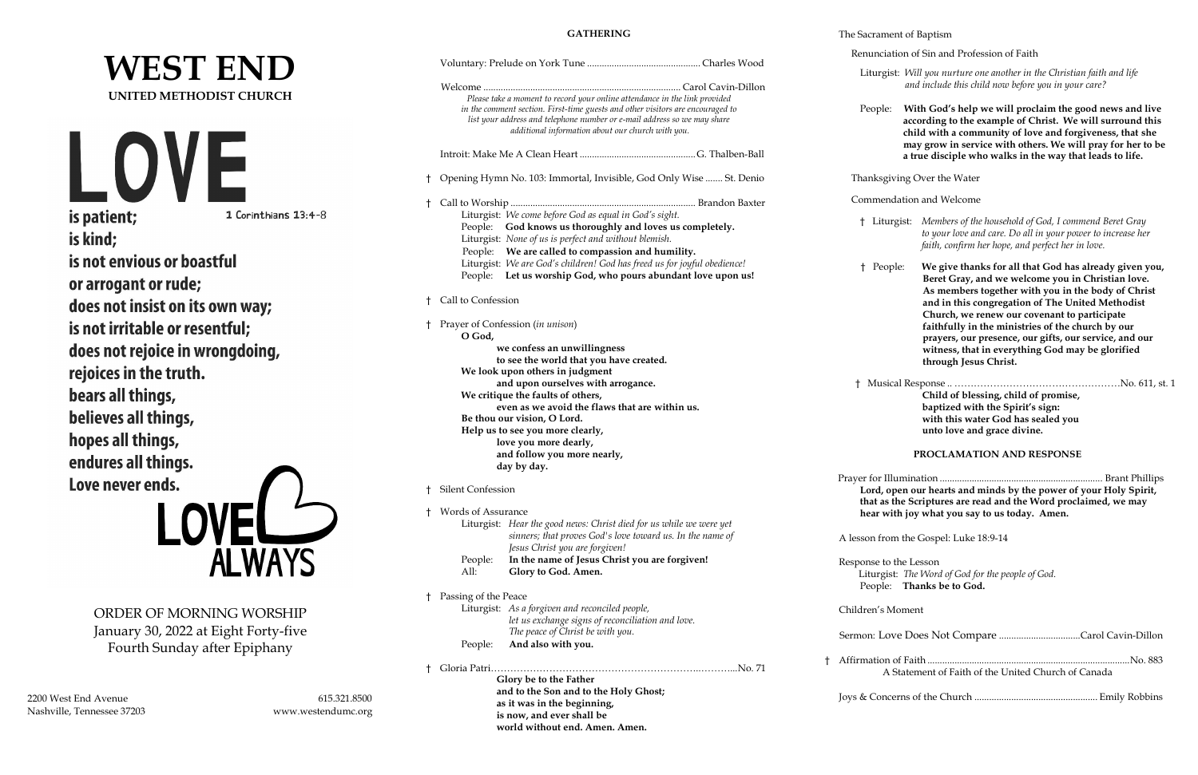# WEST END

**UNITED METHODIST CHURCH**

LOVE

is patient;

1 Corinthians 13:4-8

is kind;

is not envious or boastful

or arrogant or rude;

does not insist on its own way;

is not irritable or resentful;

does not rejoice in wrongdoing,

rejoices in the truth.

bears all things,

believes all things,

hopes all things,

endures all things.

Love never ends.

LOVE ALWAYS

ORDER OF MORNING WORSHIP

January 30, 2022 at Eight Forty-five

Fourth Sunday after Epiphany

2200 West End Avenue
Nashville, Tennessee 37203

615.321.8500
www.westendumc.org

## GATHERING

Voluntary: Prelude on York Tune .......... Charles Wood

Welcome .......... Carol Cavin-Dillon

*Please take a moment to record your online attendance in the link provided in the comment section. First-time guests and other visitors are encouraged to list your address and telephone number or e-mail address so we may share additional information about our church with you.*

Introit: Make Me A Clean Heart .......... G. Thalben-Ball

† Opening Hymn No. 103: Immortal, Invisible, God Only Wise ....... St. Denio

† Call to Worship .......... Brandon Baxter

Liturgist: *We come before God as equal in God's sight.*
People: **God knows us thoroughly and loves us completely.**
Liturgist: *None of us is perfect and without blemish.*
People: **We are called to compassion and humility.**
Liturgist: *We are God's children! God has freed us for joyful obedience!*
People: **Let us worship God, who pours abundant love upon us!**

† Call to Confession

† Prayer of Confession (*in unison*)

**O God,
we confess an unwillingness
to see the world that you have created.
We look upon others in judgment
and upon ourselves with arrogance.
We critique the faults of others,
even as we avoid the flaws that are within us.
Be thou our vision, O Lord.
Help us to see you more clearly,
love you more dearly,
and follow you more nearly,
day by day.**

† Silent Confession

† Words of Assurance

Liturgist: *Hear the good news: Christ died for us while we were yet sinners; that proves God's love toward us. In the name of Jesus Christ you are forgiven!*
People: **In the name of Jesus Christ you are forgiven!**
All: **Glory to God. Amen.**

† Passing of the Peace

Liturgist: *As a forgiven and reconciled people, let us exchange signs of reconciliation and love. The peace of Christ be with you.*
People: **And also with you.**

† Gloria Patri .......... No. 71

**Glory be to the Father
and to the Son and to the Holy Ghost;
as it was in the beginning,
is now, and ever shall be
world without end. Amen. Amen.**

The Sacrament of Baptism

Renunciation of Sin and Profession of Faith

Liturgist: *Will you nurture one another in the Christian faith and life and include this child now before you in your care?*

People: **With God's help we will proclaim the good news and live according to the example of Christ. We will surround this child with a community of love and forgiveness, that she may grow in service with others. We will pray for her to be a true disciple who walks in the way that leads to life.**

Thanksgiving Over the Water

Commendation and Welcome

† Liturgist: *Members of the household of God, I commend Beret Gray to your love and care. Do all in your power to increase her faith, confirm her hope, and perfect her in love.*

† People: **We give thanks for all that God has already given you, Beret Gray, and we welcome you in Christian love. As members together with you in the body of Christ and in this congregation of The United Methodist Church, we renew our covenant to participate faithfully in the ministries of the church by our prayers, our presence, our gifts, our service, and our witness, that in everything God may be glorified through Jesus Christ.**

† Musical Response .......... No. 611, st. 1

**Child of blessing, child of promise,
baptized with the Spirit's sign:
with this water God has sealed you
unto love and grace divine.**

## PROCLAMATION AND RESPONSE

Prayer for Illumination .......... Brant Phillips

**Lord, open our hearts and minds by the power of your Holy Spirit, that as the Scriptures are read and the Word proclaimed, we may hear with joy what you say to us today. Amen.**

A lesson from the Gospel: Luke 18:9-14

Response to the Lesson

Liturgist: *The Word of God for the people of God.*
People: **Thanks be to God.**

Children's Moment

Sermon: Love Does Not Compare .......... Carol Cavin-Dillon

† Affirmation of Faith .......... No. 883

A Statement of Faith of the United Church of Canada

Joys & Concerns of the Church .......... Emily Robbins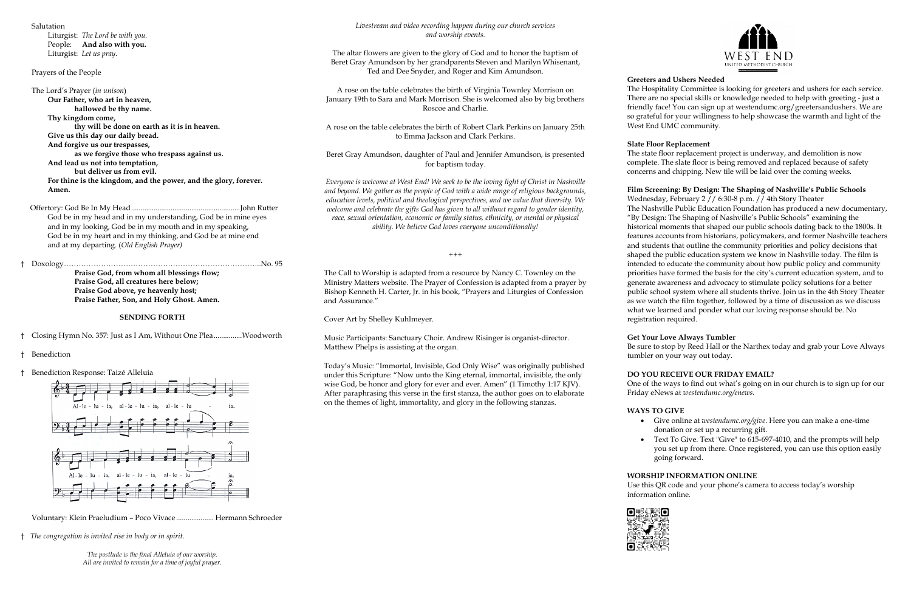Salutation

Liturgist: *The Lord be with you.*
People: **And also with you.**
Liturgist: *Let us pray.*

Prayers of the People

The Lord's Prayer (*in unison*)

**Our Father, who art in heaven,**
**hallowed be thy name.**
**Thy kingdom come,**
**thy will be done on earth as it is in heaven.**
**Give us this day our daily bread.**
**And forgive us our trespasses,**
**as we forgive those who trespass against us.**
**And lead us not into temptation,**
**but deliver us from evil.**
**For thine is the kingdom, and the power, and the glory, forever. Amen.**

Offertory: God Be In My Head..........................................................John Rutter

God be in my head and in my understanding, God be in mine eyes and in my looking, God be in my mouth and in my speaking, God be in my heart and in my thinking, and God be at mine end and at my departing. (*Old English Prayer*)

† Doxology…………………………………………………………………..No. 95

**Praise God, from whom all blessings flow;**
**Praise God, all creatures here below;**
**Praise God above, ye heavenly host;**
**Praise Father, Son, and Holy Ghost. Amen.**

**SENDING FORTH**

† Closing Hymn No. 357: Just as I Am, Without One Plea...............Woodworth

† Benediction

† Benediction Response: Taizé Alleluia

Al - le - lu - ia, al - le - lu - ia, al - le - lu - ia.

Al - le - lu - ia, al - le - lu - ia, al - le - lu - ia.

Voluntary: Klein Praeludium – Poco Vivace .................... Hermann Schroeder

† *The congregation is invited rise in body or in spirit.*

*The postlude is the final Alleluia of our worship. All are invited to remain for a time of joyful prayer.*

*Livestream and video recording happen during our church services and worship events.*

The altar flowers are given to the glory of God and to honor the baptism of Beret Gray Amundson by her grandparents Steven and Marilyn Whisenant, Ted and Dee Snyder, and Roger and Kim Amundson.

A rose on the table celebrates the birth of Virginia Townley Morrison on January 19th to Sara and Mark Morrison. She is welcomed also by big brothers Roscoe and Charlie.

A rose on the table celebrates the birth of Robert Clark Perkins on January 25th to Emma Jackson and Clark Perkins.

Beret Gray Amundson, daughter of Paul and Jennifer Amundson, is presented for baptism today.

*Everyone is welcome at West End! We seek to be the loving light of Christ in Nashville and beyond. We gather as the people of God with a wide range of religious backgrounds, education levels, political and theological perspectives, and we value that diversity. We welcome and celebrate the gifts God has given to all without regard to gender identity, race, sexual orientation, economic or family status, ethnicity, or mental or physical ability. We believe God loves everyone unconditionally!*

+++

The Call to Worship is adapted from a resource by Nancy C. Townley on the Ministry Matters website. The Prayer of Confession is adapted from a prayer by Bishop Kenneth H. Carter, Jr. in his book, "Prayers and Liturgies of Confession and Assurance."

Cover Art by Shelley Kuhlmeyer.

Music Participants: Sanctuary Choir. Andrew Risinger is organist-director. Matthew Phelps is assisting at the organ.

Today's Music: "Immortal, Invisible, God Only Wise" was originally published under this Scripture: "Now unto the King eternal, immortal, invisible, the only wise God, be honor and glory for ever and ever. Amen" (1 Timothy 1:17 KJV). After paraphrasing this verse in the first stanza, the author goes on to elaborate on the themes of light, immortality, and glory in the following stanzas.

WEST END
UNITED METHODIST CHURCH

**Greeters and Ushers Needed**

The Hospitality Committee is looking for greeters and ushers for each service. There are no special skills or knowledge needed to help with greeting - just a friendly face! You can sign up at westendumc.org/greetersandushers. We are so grateful for your willingness to help showcase the warmth and light of the West End UMC community.

**Slate Floor Replacement**

The state floor replacement project is underway, and demolition is now complete. The slate floor is being removed and replaced because of safety concerns and chipping. New tile will be laid over the coming weeks.

**Film Screening: By Design: The Shaping of Nashville's Public Schools**

Wednesday, February 2 // 6:30-8 p.m. // 4th Story Theater

The Nashville Public Education Foundation has produced a new documentary, "By Design: The Shaping of Nashville's Public Schools" examining the historical moments that shaped our public schools dating back to the 1800s. It features accounts from historians, policymakers, and former Nashville teachers and students that outline the community priorities and policy decisions that shaped the public education system we know in Nashville today. The film is intended to educate the community about how public policy and community priorities have formed the basis for the city's current education system, and to generate awareness and advocacy to stimulate policy solutions for a better public school system where all students thrive. Join us in the 4th Story Theater as we watch the film together, followed by a time of discussion as we discuss what we learned and ponder what our loving response should be. No registration required.

**Get Your Love Always Tumbler**

Be sure to stop by Reed Hall or the Narthex today and grab your Love Always tumbler on your way out today.

**DO YOU RECEIVE OUR FRIDAY EMAIL?**

One of the ways to find out what's going on in our church is to sign up for our Friday eNews at *westendumc.org/enews*.

**WAYS TO GIVE**

- Give online at *westendumc.org/give*. Here you can make a one-time donation or set up a recurring gift.
- Text To Give. Text "Give" to 615-697-4010, and the prompts will help you set up from there. Once registered, you can use this option easily going forward.

**WORSHIP INFORMATION ONLINE**

Use this QR code and your phone's camera to access today's worship information online.